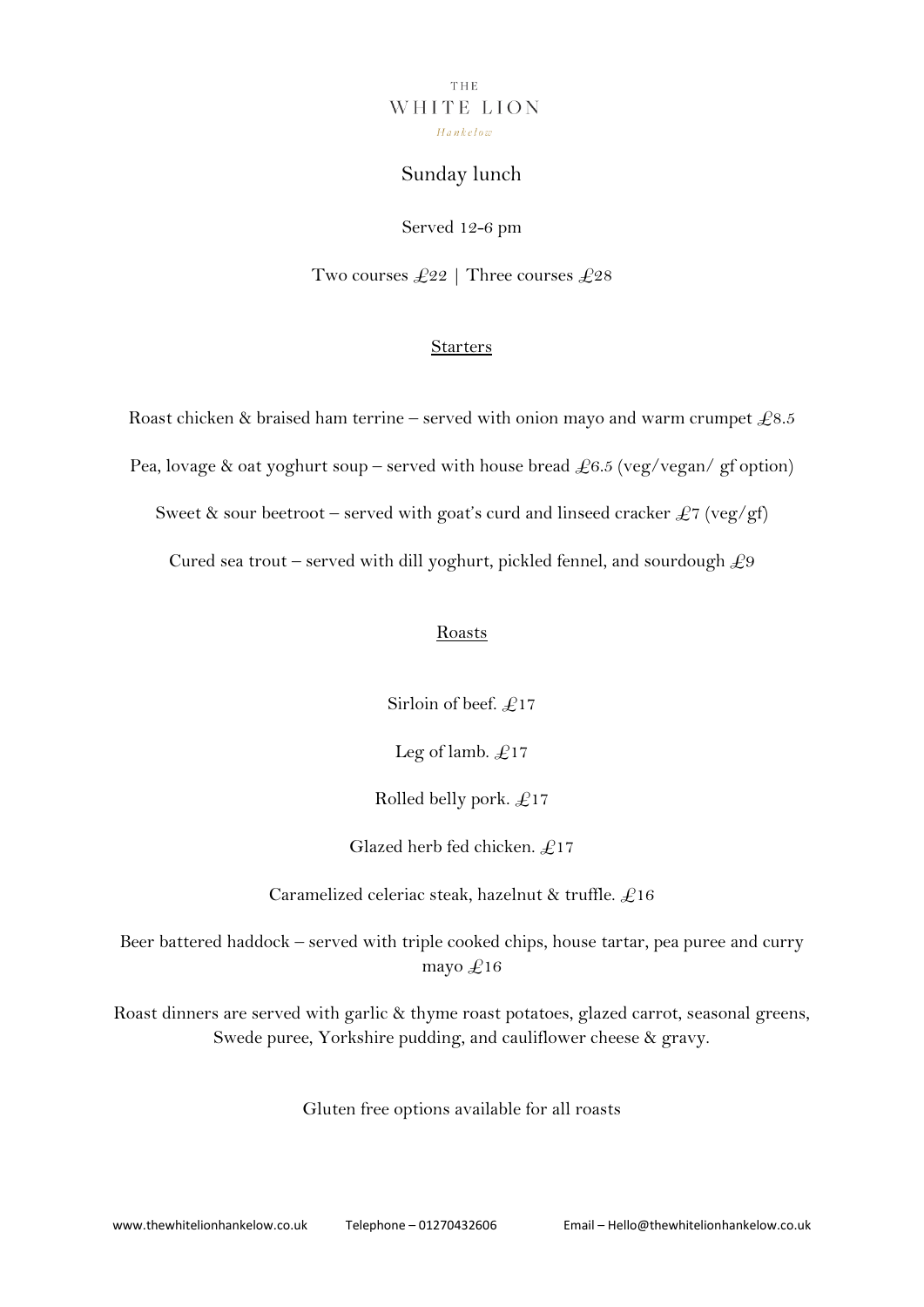THE

# WHITE LION

*Hankelow*

## Sunday lunch

Served 12-6 pm

Two courses £22 | Three courses £28

### Starters

Roast chicken & braised ham terrine – served with onion mayo and warm crumpet £8.5

Pea, lovage & oat yoghurt soup – served with house bread £6.5 (veg/vegan/ gf option)

Sweet & sour beetroot – served with goat's curd and linseed cracker £7 (veg/gf)

Cured sea trout – served with dill yoghurt, pickled fennel, and sourdough £9

### Roasts

Sirloin of beef. £17

Leg of lamb. £17

Rolled belly pork. £17

Glazed herb fed chicken. £17

Caramelized celeriac steak, hazelnut & truffle. £16

Beer battered haddock – served with triple cooked chips, house tartar, pea puree and curry mayo £16

Roast dinners are served with garlic & thyme roast potatoes, glazed carrot, seasonal greens, Swede puree, Yorkshire pudding, and cauliflower cheese & gravy.

Gluten free options available for all roasts

www.thewhitelionhankelow.co.uk Telephone – 01270432606 Email – Hello@thewhitelionhankelow.co.uk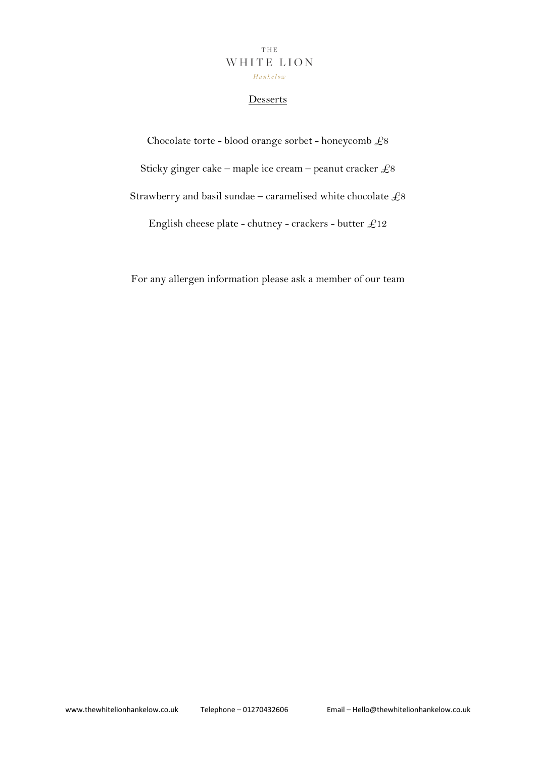THE

WHITE LION

*Hankelow*

## Desserts

Chocolate torte - blood orange sorbet - honeycomb £8

Sticky ginger cake – maple ice cream – peanut cracker £8

Strawberry and basil sundae – caramelised white chocolate £8

English cheese plate - chutney - crackers - butter £12

For any allergen information please ask a member of our team

www.thewhitelionhankelow.co.uk Telephone – 01270432606 Email – Hello@thewhitelionhankelow.co.uk